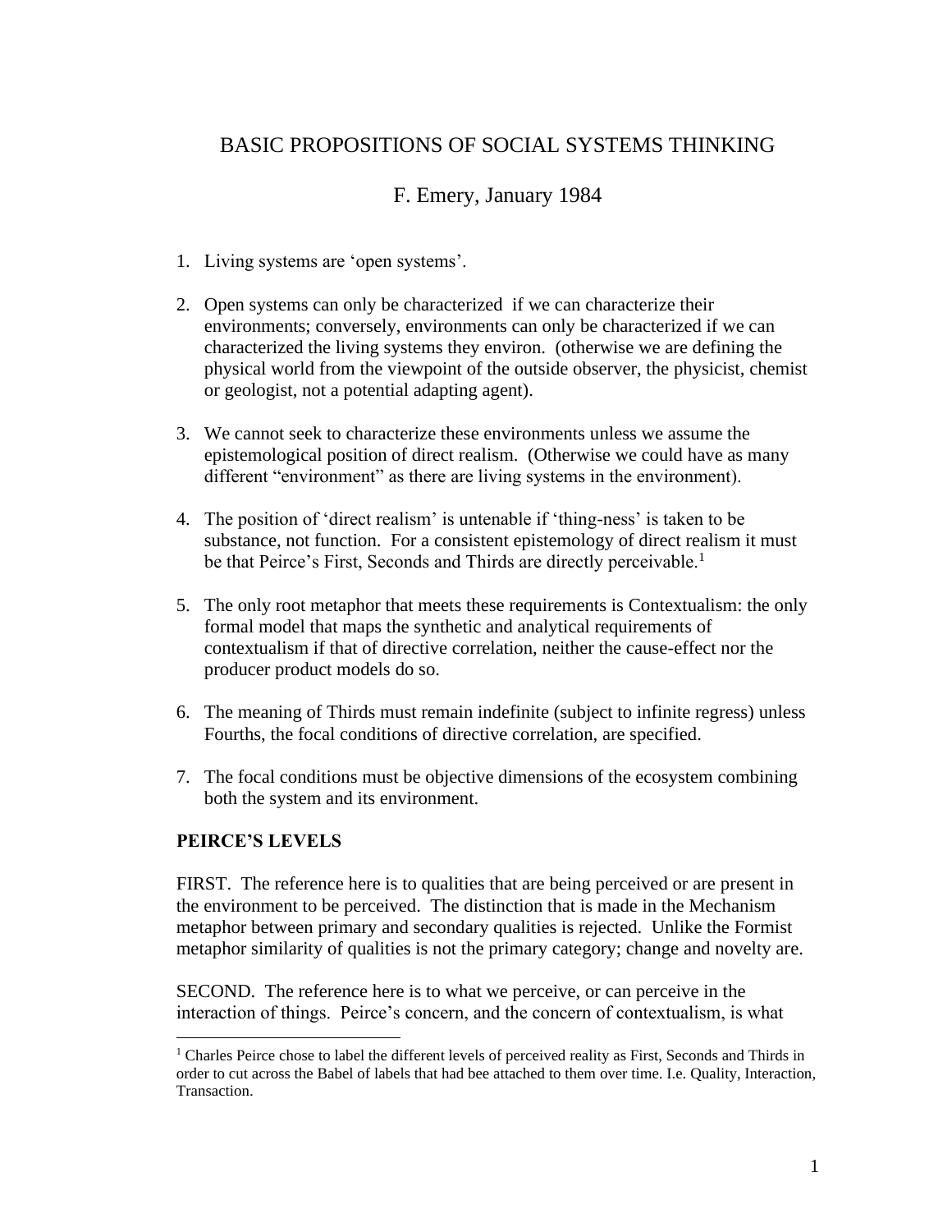# BASIC PROPOSITIONS OF SOCIAL SYSTEMS THINKING

F. Emery, January 1984

1. Living systems are 'open systems'.

2. Open systems can only be characterized if we can characterize their environments; conversely, environments can only be characterized if we can characterized the living systems they environ. (otherwise we are defining the physical world from the viewpoint of the outside observer, the physicist, chemist or geologist, not a potential adapting agent).

3. We cannot seek to characterize these environments unless we assume the epistemological position of direct realism. (Otherwise we could have as many different "environment" as there are living systems in the environment).

4. The position of 'direct realism' is untenable if 'thing-ness' is taken to be substance, not function. For a consistent epistemology of direct realism it must be that Peirce's First, Seconds and Thirds are directly perceivable.[1]

5. The only root metaphor that meets these requirements is Contextualism: the only formal model that maps the synthetic and analytical requirements of contextualism if that of directive correlation, neither the cause-effect nor the producer product models do so.

6. The meaning of Thirds must remain indefinite (subject to infinite regress) unless Fourths, the focal conditions of directive correlation, are specified.

7. The focal conditions must be objective dimensions of the ecosystem combining both the system and its environment.

**PEIRCE'S LEVELS**

FIRST. The reference here is to qualities that are being perceived or are present in the environment to be perceived. The distinction that is made in the Mechanism metaphor between primary and secondary qualities is rejected. Unlike the Formist metaphor similarity of qualities is not the primary category; change and novelty are.

SECOND. The reference here is to what we perceive, or can perceive in the interaction of things. Peirce's concern, and the concern of contextualism, is what

[1] Charles Peirce chose to label the different levels of perceived reality as First, Seconds and Thirds in order to cut across the Babel of labels that had bee attached to them over time. I.e. Quality, Interaction, Transaction.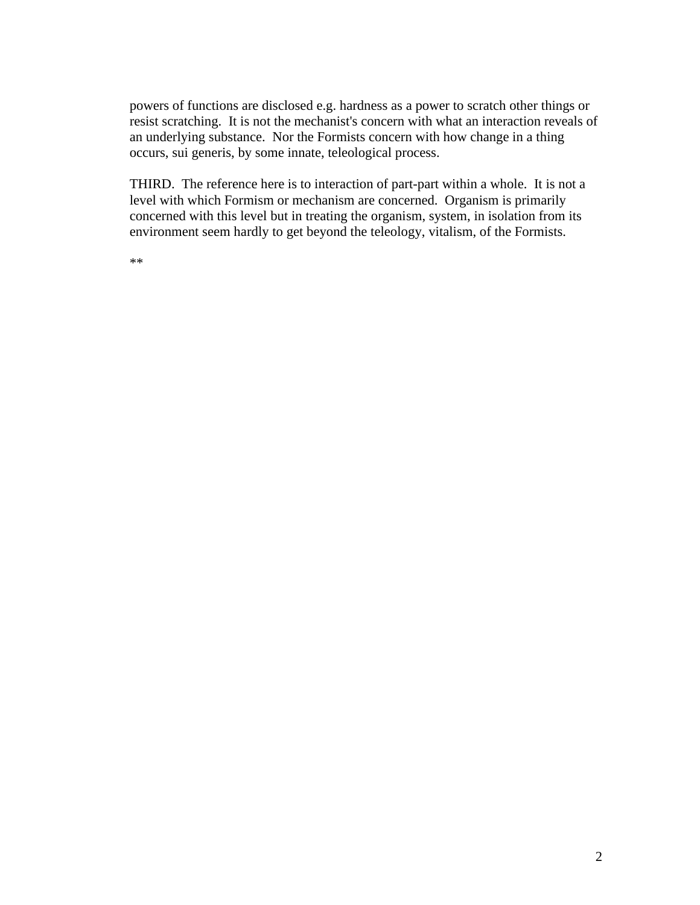powers of functions are disclosed e.g. hardness as a power to scratch other things or resist scratching.  It is not the mechanist's concern with what an interaction reveals of an underlying substance.  Nor the Formists concern with how change in a thing occurs, sui generis, by some innate, teleological process.

THIRD.  The reference here is to interaction of part-part within a whole.  It is not a level with which Formism or mechanism are concerned.  Organism is primarily concerned with this level but in treating the organism, system, in isolation from its environment seem hardly to get beyond the teleology, vitalism, of the Formists.

**